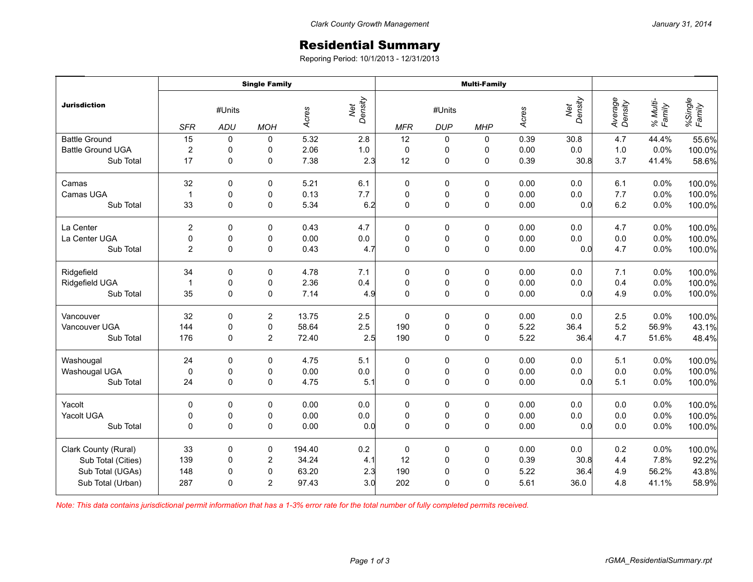Clark County Growth Management — January 31, 2014

# Residential Summary

Reporing Period: 10/1/2013 - 12/31/2013

| Jurisdiction | Single Family | | | | | Multi-Family | | | | | | | |
|---|---|---|---|---|---|---|---|---|---|---|---|---|---|
| | #Units | | | Acres | Net Density | #Units | | | Acres | Net Density | Average Density | % Multi-Family | %Single Family |
| | SFR | ADU | MOH | | | MFR | DUP | MHP | | | | | |
| Battle Ground | 15 | 0 | 0 | 5.32 | 2.8 | 12 | 0 | 0 | 0.39 | 30.8 | 4.7 | 44.4% | 55.6% |
| Battle Ground UGA | 2 | 0 | 0 | 2.06 | 1.0 | 0 | 0 | 0 | 0.00 | 0.0 | 1.0 | 0.0% | 100.0% |
| Sub Total | 17 | 0 | 0 | 7.38 | 2.3 | 12 | 0 | 0 | 0.39 | 30.8 | 3.7 | 41.4% | 58.6% |
| Camas | 32 | 0 | 0 | 5.21 | 6.1 | 0 | 0 | 0 | 0.00 | 0.0 | 6.1 | 0.0% | 100.0% |
| Camas UGA | 1 | 0 | 0 | 0.13 | 7.7 | 0 | 0 | 0 | 0.00 | 0.0 | 7.7 | 0.0% | 100.0% |
| Sub Total | 33 | 0 | 0 | 5.34 | 6.2 | 0 | 0 | 0 | 0.00 | 0.0 | 6.2 | 0.0% | 100.0% |
| La Center | 2 | 0 | 0 | 0.43 | 4.7 | 0 | 0 | 0 | 0.00 | 0.0 | 4.7 | 0.0% | 100.0% |
| La Center UGA | 0 | 0 | 0 | 0.00 | 0.0 | 0 | 0 | 0 | 0.00 | 0.0 | 0.0 | 0.0% | 100.0% |
| Sub Total | 2 | 0 | 0 | 0.43 | 4.7 | 0 | 0 | 0 | 0.00 | 0.0 | 4.7 | 0.0% | 100.0% |
| Ridgefield | 34 | 0 | 0 | 4.78 | 7.1 | 0 | 0 | 0 | 0.00 | 0.0 | 7.1 | 0.0% | 100.0% |
| Ridgefield UGA | 1 | 0 | 0 | 2.36 | 0.4 | 0 | 0 | 0 | 0.00 | 0.0 | 0.4 | 0.0% | 100.0% |
| Sub Total | 35 | 0 | 0 | 7.14 | 4.9 | 0 | 0 | 0 | 0.00 | 0.0 | 4.9 | 0.0% | 100.0% |
| Vancouver | 32 | 0 | 2 | 13.75 | 2.5 | 0 | 0 | 0 | 0.00 | 0.0 | 2.5 | 0.0% | 100.0% |
| Vancouver UGA | 144 | 0 | 0 | 58.64 | 2.5 | 190 | 0 | 0 | 5.22 | 36.4 | 5.2 | 56.9% | 43.1% |
| Sub Total | 176 | 0 | 2 | 72.40 | 2.5 | 190 | 0 | 0 | 5.22 | 36.4 | 4.7 | 51.6% | 48.4% |
| Washougal | 24 | 0 | 0 | 4.75 | 5.1 | 0 | 0 | 0 | 0.00 | 0.0 | 5.1 | 0.0% | 100.0% |
| Washougal UGA | 0 | 0 | 0 | 0.00 | 0.0 | 0 | 0 | 0 | 0.00 | 0.0 | 0.0 | 0.0% | 100.0% |
| Sub Total | 24 | 0 | 0 | 4.75 | 5.1 | 0 | 0 | 0 | 0.00 | 0.0 | 5.1 | 0.0% | 100.0% |
| Yacolt | 0 | 0 | 0 | 0.00 | 0.0 | 0 | 0 | 0 | 0.00 | 0.0 | 0.0 | 0.0% | 100.0% |
| Yacolt UGA | 0 | 0 | 0 | 0.00 | 0.0 | 0 | 0 | 0 | 0.00 | 0.0 | 0.0 | 0.0% | 100.0% |
| Sub Total | 0 | 0 | 0 | 0.00 | 0.0 | 0 | 0 | 0 | 0.00 | 0.0 | 0.0 | 0.0% | 100.0% |
| Clark County (Rural) | 33 | 0 | 0 | 194.40 | 0.2 | 0 | 0 | 0 | 0.00 | 0.0 | 0.2 | 0.0% | 100.0% |
| Sub Total (Cities) | 139 | 0 | 2 | 34.24 | 4.1 | 12 | 0 | 0 | 0.39 | 30.8 | 4.4 | 7.8% | 92.2% |
| Sub Total (UGAs) | 148 | 0 | 0 | 63.20 | 2.3 | 190 | 0 | 0 | 5.22 | 36.4 | 4.9 | 56.2% | 43.8% |
| Sub Total (Urban) | 287 | 0 | 2 | 97.43 | 3.0 | 202 | 0 | 0 | 5.61 | 36.0 | 4.8 | 41.1% | 58.9% |

*Note: This data contains jurisdictional permit information that has a 1-3% error rate for the total number of fully completed permits received.*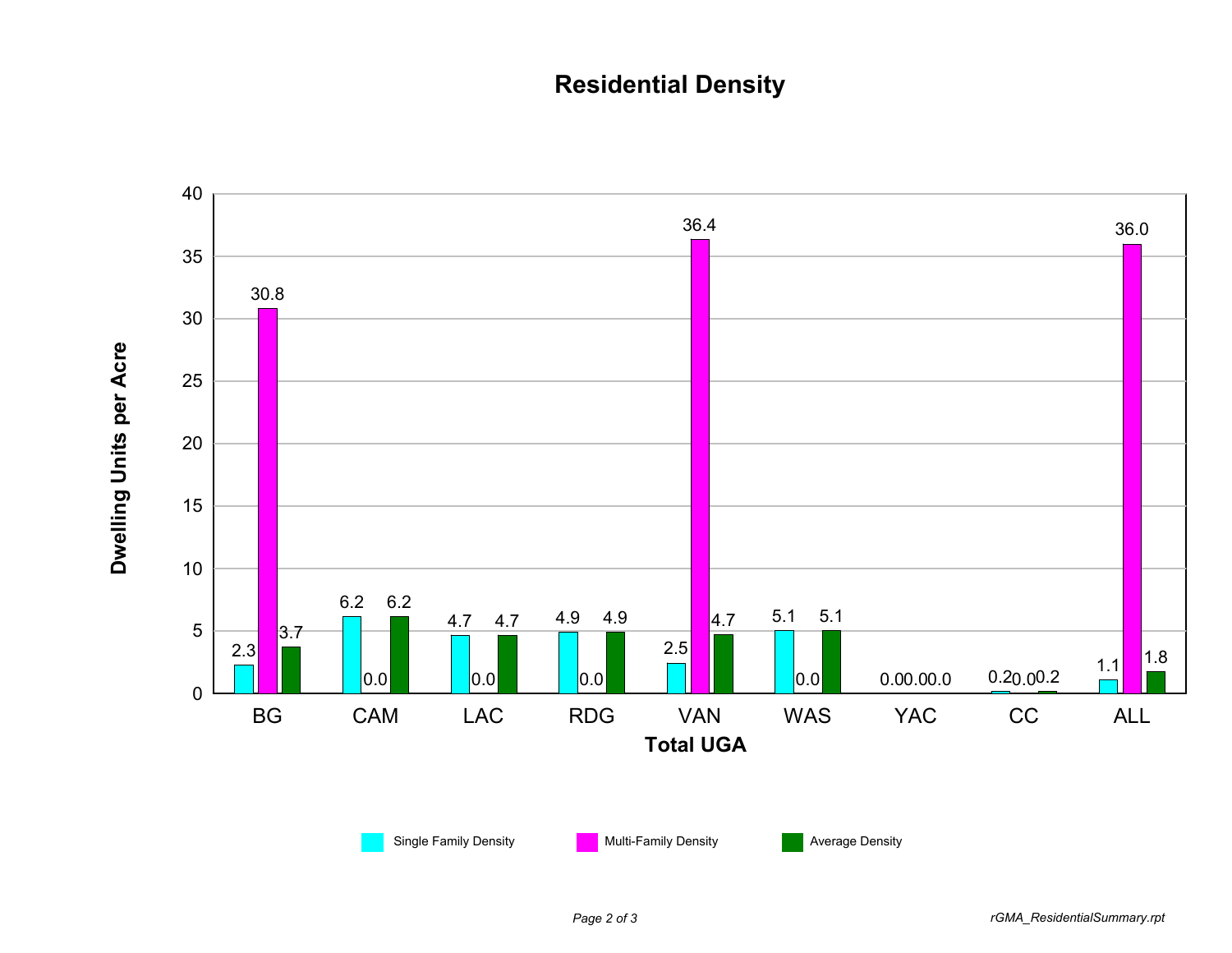# Residential Density

| Total UGA | Single Family Density | Multi-Family Density | Average Density |
|---|---|---|---|
| BG | 2.3 | 30.8 | 3.7 |
| CAM | 6.2 | 0.0 | 6.2 |
| LAC | 4.7 | 0.0 | 4.7 |
| RDG | 4.9 | 0.0 | 4.9 |
| VAN | 2.5 | 36.4 | 4.7 |
| WAS | 5.1 | 0.0 | 5.1 |
| YAC | 0.0 | 0.0 | 0.0 |
| CC | 0.2 | 0.0 | 0.2 |
| ALL | 1.1 | 36.0 | 1.8 |

Y-axis: Dwelling Units per Acre

X-axis: Total UGA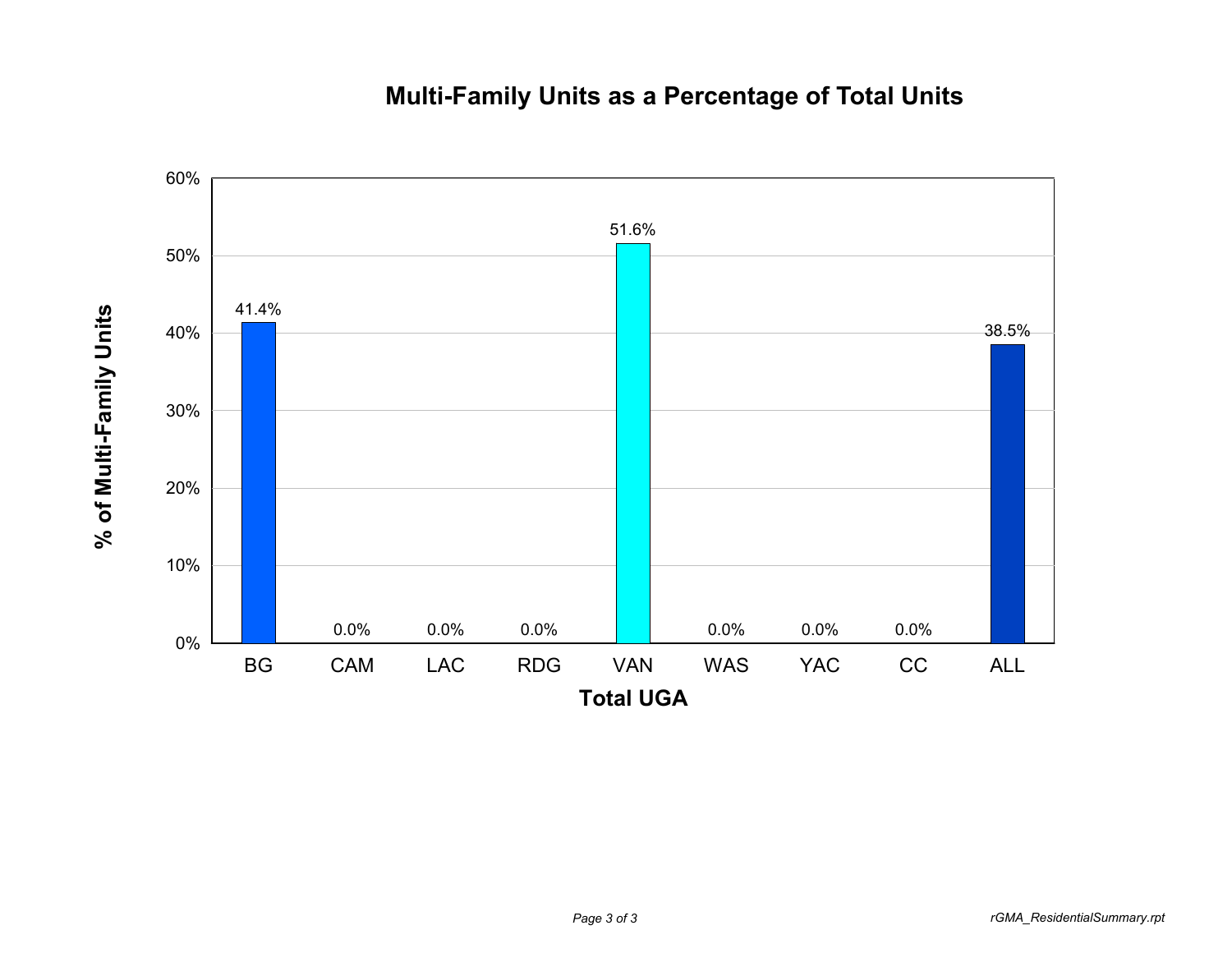# Multi-Family Units as a Percentage of Total Units

% of Multi-Family Units

60%
50%
40%
30%
20%
10%
0%

41.4%
0.0%
0.0%
0.0%
51.6%
0.0%
0.0%
0.0%
38.5%

BG
CAM
LAC
RDG
VAN
WAS
YAC
CC
ALL

**Total UGA**

*rGMA_ResidentialSummary.rpt*